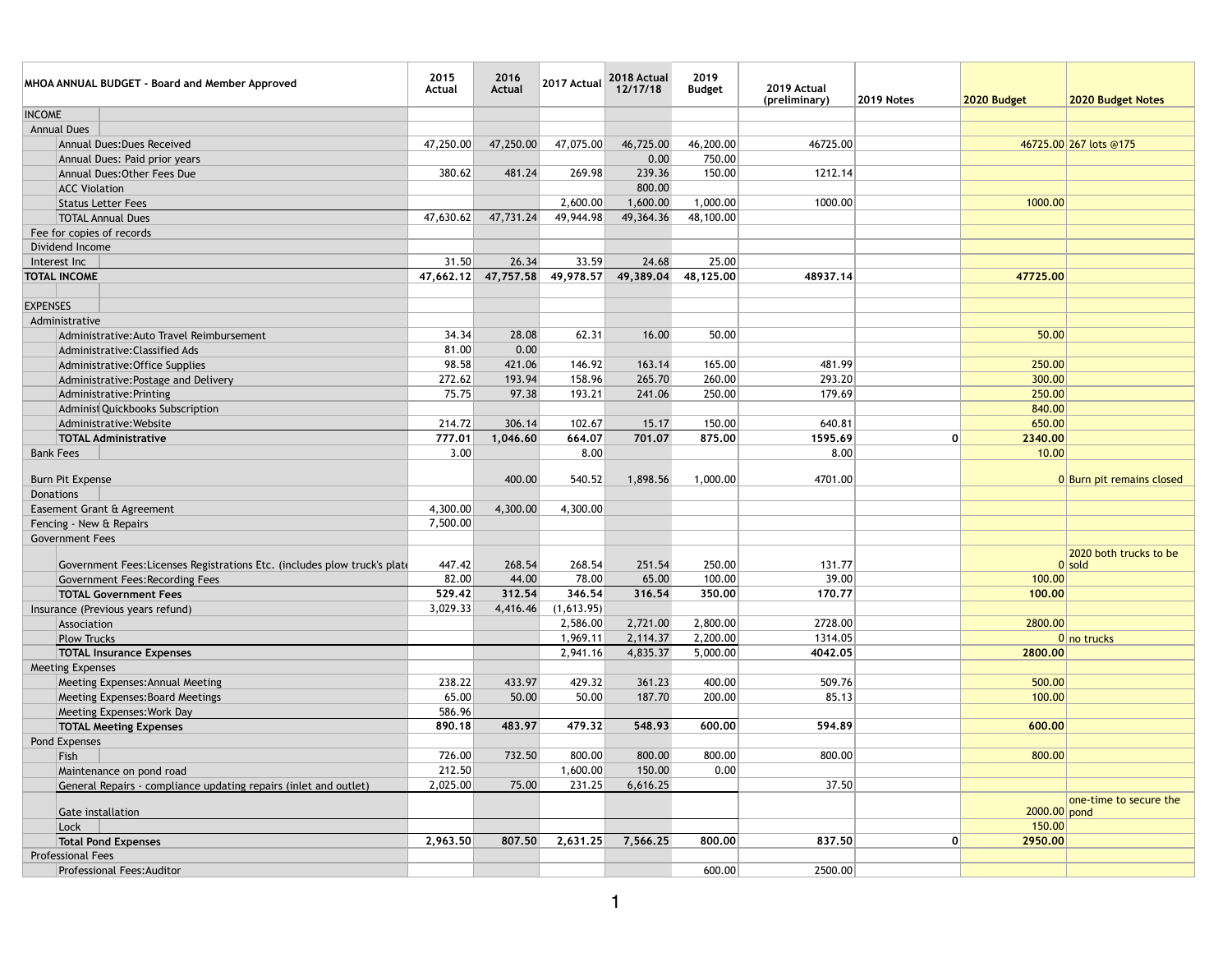| MHOA ANNUAL BUDGET - Board and Member Approved | 2015 Actual | 2016 Actual | 2017 Actual | 2018 Actual 12/17/18 | 2019 Budget | 2019 Actual (preliminary) | 2019 Notes | 2020 Budget | 2020 Budget Notes |
|---|---|---|---|---|---|---|---|---|---|
| INCOME | | | | | | | | | |
| Annual Dues | | | | | | | | | |
| Annual Dues:Dues Received | 47,250.00 | 47,250.00 | 47,075.00 | 46,725.00 | 46,200.00 | 46725.00 | | 46725.00 | 267 lots @175 |
| Annual Dues: Paid prior years | | | | 0.00 | 750.00 | | | | |
| Annual Dues:Other Fees Due | 380.62 | 481.24 | 269.98 | 239.36 | 150.00 | 1212.14 | | | |
| ACC Violation | | | | 800.00 | | | | | |
| Status Letter Fees | | | 2,600.00 | 1,600.00 | 1,000.00 | 1000.00 | | 1000.00 | |
| TOTAL Annual Dues | 47,630.62 | 47,731.24 | 49,944.98 | 49,364.36 | 48,100.00 | | | | |
| Fee for copies of records | | | | | | | | | |
| Dividend Income | | | | | | | | | |
| Interest Inc | 31.50 | 26.34 | 33.59 | 24.68 | 25.00 | | | | |
| **TOTAL INCOME** | **47,662.12** | **47,757.58** | **49,978.57** | **49,389.04** | **48,125.00** | **48937.14** | | **47725.00** | |
| | | | | | | | | | |
| EXPENSES | | | | | | | | | |
| Administrative | | | | | | | | | |
| Administrative:Auto Travel Reimbursement | 34.34 | 28.08 | 62.31 | 16.00 | 50.00 | | | 50.00 | |
| Administrative:Classified Ads | 81.00 | 0.00 | | | | | | | |
| Administrative:Office Supplies | 98.58 | 421.06 | 146.92 | 163.14 | 165.00 | 481.99 | | 250.00 | |
| Administrative:Postage and Delivery | 272.62 | 193.94 | 158.96 | 265.70 | 260.00 | 293.20 | | 300.00 | |
| Administrative:Printing | 75.75 | 97.38 | 193.21 | 241.06 | 250.00 | 179.69 | | 250.00 | |
| Administrat Quickbooks Subscription | | | | | | | | 840.00 | |
| Administrative:Website | 214.72 | 306.14 | 102.67 | 15.17 | 150.00 | 640.81 | | 650.00 | |
| **TOTAL Administrative** | **777.01** | **1,046.60** | **664.07** | **701.07** | **875.00** | **1595.69** | **0** | **2340.00** | |
| Bank Fees | 3.00 | | 8.00 | | | 8.00 | | 10.00 | |
| Burn Pit Expense | | 400.00 | 540.52 | 1,898.56 | 1,000.00 | 4701.00 | | 0 | Burn pit remains closed |
| Donations | | | | | | | | | |
| Easement Grant & Agreement | 4,300.00 | 4,300.00 | 4,300.00 | | | | | | |
| Fencing - New & Repairs | 7,500.00 | | | | | | | | |
| Government Fees | | | | | | | | | |
| Government Fees:Licenses Registrations Etc. (includes plow truck's plate | 447.42 | 268.54 | 268.54 | 251.54 | 250.00 | 131.77 | | 0 | 2020 both trucks to be sold |
| Government Fees:Recording Fees | 82.00 | 44.00 | 78.00 | 65.00 | 100.00 | 39.00 | | 100.00 | |
| **TOTAL Government Fees** | **529.42** | **312.54** | **346.54** | **316.54** | **350.00** | **170.77** | | **100.00** | |
| Insurance (Previous years refund) | 3,029.33 | 4,416.46 | (1,613.95) | | | | | | |
| Association | | | 2,586.00 | 2,721.00 | 2,800.00 | 2728.00 | | 2800.00 | |
| Plow Trucks | | | 1,969.11 | 2,114.37 | 2,200.00 | 1314.05 | | 0 | no trucks |
| **TOTAL Insurance Expenses** | | | **2,941.16** | **4,835.37** | **5,000.00** | **4042.05** | | **2800.00** | |
| Meeting Expenses | | | | | | | | | |
| Meeting Expenses:Annual Meeting | 238.22 | 433.97 | 429.32 | 361.23 | 400.00 | 509.76 | | 500.00 | |
| Meeting Expenses:Board Meetings | 65.00 | 50.00 | 50.00 | 187.70 | 200.00 | 85.13 | | 100.00 | |
| Meeting Expenses:Work Day | 586.96 | | | | | | | | |
| **TOTAL Meeting Expenses** | **890.18** | **483.97** | **479.32** | **548.93** | **600.00** | **594.89** | | **600.00** | |
| Pond Expenses | | | | | | | | | |
| Fish | 726.00 | 732.50 | 800.00 | 800.00 | 800.00 | 800.00 | | 800.00 | |
| Maintenance on pond road | 212.50 | | 1,600.00 | 150.00 | 0.00 | | | | |
| General Repairs - compliance updating repairs (inlet and outlet) | 2,025.00 | 75.00 | 231.25 | 6,616.25 | | 37.50 | | | |
| Gate installation | | | | | | | | 2000.00 | one-time to secure the pond |
| Lock | | | | | | | | 150.00 | |
| **Total Pond Expenses** | **2,963.50** | **807.50** | **2,631.25** | **7,566.25** | **800.00** | **837.50** | **0** | **2950.00** | |
| Professional Fees | | | | | | | | | |
| Professional Fees:Auditor | | | | | 600.00 | 2500.00 | | | |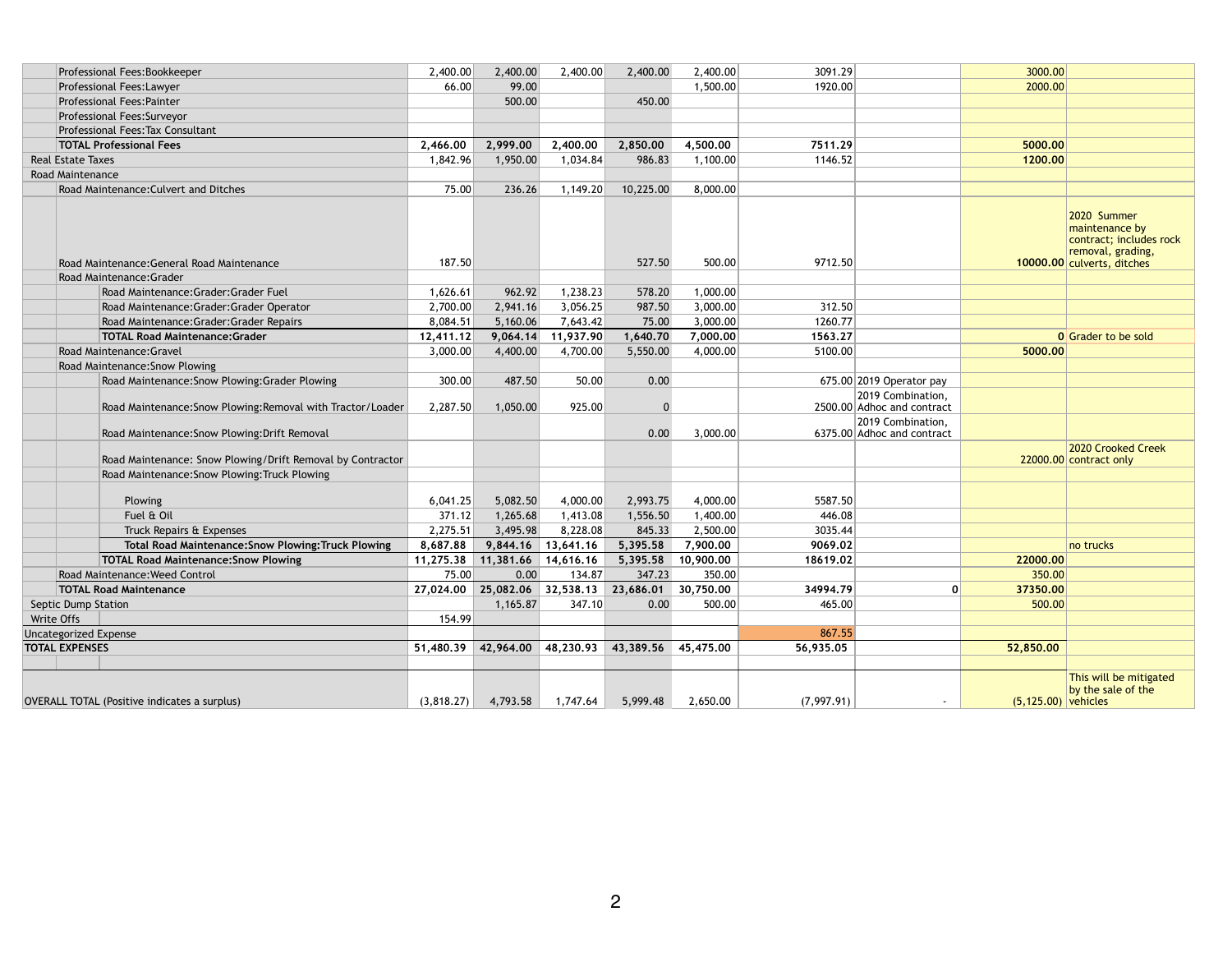| | | | | | | | | | |
|---|---|---|---|---|---|---|---|---|---|
| Professional Fees:Bookkeeper | 2,400.00 | 2,400.00 | 2,400.00 | 2,400.00 | 2,400.00 | 3091.29 | | 3000.00 | |
| Professional Fees:Lawyer | 66.00 | 99.00 | | | 1,500.00 | 1920.00 | | 2000.00 | |
| Professional Fees:Painter | | 500.00 | | 450.00 | | | | | |
| Professional Fees:Surveyor | | | | | | | | | |
| Professional Fees:Tax Consultant | | | | | | | | | |
| **TOTAL Professional Fees** | **2,466.00** | **2,999.00** | **2,400.00** | **2,850.00** | **4,500.00** | **7511.29** | | **5000.00** | |
| Real Estate Taxes | 1,842.96 | 1,950.00 | 1,034.84 | 986.83 | 1,100.00 | 1146.52 | | **1200.00** | |
| Road Maintenance | | | | | | | | | |
| Road Maintenance:Culvert and Ditches | 75.00 | 236.26 | 1,149.20 | 10,225.00 | 8,000.00 | | | | |
| Road Maintenance:General Road Maintenance | 187.50 | | | 527.50 | 500.00 | 9712.50 | | **10000.00** | 2020 Summer maintenance by contract; includes rock removal, grading, culverts, ditches |
| Road Maintenance:Grader | | | | | | | | | |
| Road Maintenance:Grader:Grader Fuel | 1,626.61 | 962.92 | 1,238.23 | 578.20 | 1,000.00 | | | | |
| Road Maintenance:Grader:Grader Operator | 2,700.00 | 2,941.16 | 3,056.25 | 987.50 | 3,000.00 | 312.50 | | | |
| Road Maintenance:Grader:Grader Repairs | 8,084.51 | 5,160.06 | 7,643.42 | 75.00 | 3,000.00 | 1260.77 | | | |
| **TOTAL Road Maintenance:Grader** | **12,411.12** | **9,064.14** | **11,937.90** | **1,640.70** | **7,000.00** | **1563.27** | | **0** | Grader to be sold |
| Road Maintenance:Gravel | 3,000.00 | 4,400.00 | 4,700.00 | 5,550.00 | 4,000.00 | 5100.00 | | **5000.00** | |
| Road Maintenance:Snow Plowing | | | | | | | | | |
| Road Maintenance:Snow Plowing:Grader Plowing | 300.00 | 487.50 | 50.00 | 0.00 | | 675.00 | 2019 Operator pay | | |
| Road Maintenance:Snow Plowing:Removal with Tractor/Loader | 2,287.50 | 1,050.00 | 925.00 | 0 | | 2500.00 | 2019 Combination, Adhoc and contract | | |
| Road Maintenance:Snow Plowing:Drift Removal | | | | 0.00 | 3,000.00 | 6375.00 | 2019 Combination, Adhoc and contract | | |
| Road Maintenance: Snow Plowing/Drift Removal by Contractor | | | | | | | | 22000.00 | 2020 Crooked Creek contract only |
| Road Maintenance:Snow Plowing:Truck Plowing | | | | | | | | | |
| Plowing | 6,041.25 | 5,082.50 | 4,000.00 | 2,993.75 | 4,000.00 | 5587.50 | | | |
| Fuel & Oil | 371.12 | 1,265.68 | 1,413.08 | 1,556.50 | 1,400.00 | 446.08 | | | |
| Truck Repairs & Expenses | 2,275.51 | 3,495.98 | 8,228.08 | 845.33 | 2,500.00 | 3035.44 | | | |
| **Total Road Maintenance:Snow Plowing:Truck Plowing** | **8,687.88** | **9,844.16** | **13,641.16** | **5,395.58** | **7,900.00** | **9069.02** | | | no trucks |
| **TOTAL Road Maintenance:Snow Plowing** | **11,275.38** | **11,381.66** | **14,616.16** | **5,395.58** | **10,900.00** | **18619.02** | | **22000.00** | |
| Road Maintenance:Weed Control | 75.00 | 0.00 | 134.87 | 347.23 | 350.00 | | | 350.00 | |
| **TOTAL Road Maintenance** | **27,024.00** | **25,082.06** | **32,538.13** | **23,686.01** | **30,750.00** | **34994.79** | **0** | **37350.00** | |
| Septic Dump Station | | 1,165.87 | 347.10 | 0.00 | 500.00 | 465.00 | | 500.00 | |
| Write Offs | 154.99 | | | | | | | | |
| Uncategorized Expense | | | | | | 867.55 | | | |
| **TOTAL EXPENSES** | **51,480.39** | **42,964.00** | **48,230.93** | **43,389.56** | **45,475.00** | **56,935.05** | | **52,850.00** | |
| | | | | | | | | | |
| OVERALL TOTAL (Positive indicates a surplus) | (3,818.27) | 4,793.58 | 1,747.64 | 5,999.48 | 2,650.00 | (7,997.91) | - | (5,125.00) | This will be mitigated by the sale of the vehicles |